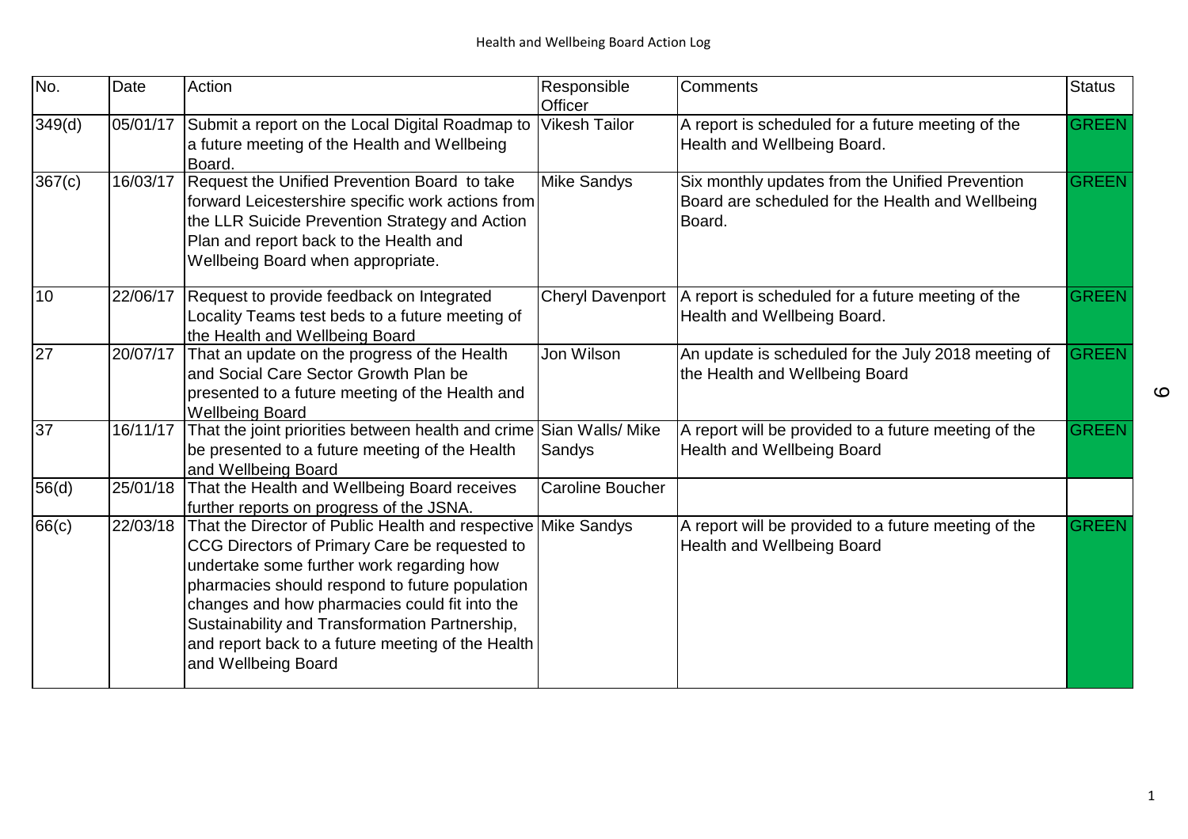# Health and Wellbeing Board Action Log

| No. | Date | Action | Responsible Officer | Comments | Status |
|---|---|---|---|---|---|
| 349(d) | 05/01/17 | Submit a report on the Local Digital Roadmap to a future meeting of the Health and Wellbeing Board. | Vikesh Tailor | A report is scheduled for a future meeting of the Health and Wellbeing Board. | GREEN |
| 367(c) | 16/03/17 | Request the Unified Prevention Board to take forward Leicestershire specific work actions from the LLR Suicide Prevention Strategy and Action Plan and report back to the Health and Wellbeing Board when appropriate. | Mike Sandys | Six monthly updates from the Unified Prevention Board are scheduled for the Health and Wellbeing Board. | GREEN |
| 10 | 22/06/17 | Request to provide feedback on Integrated Locality Teams test beds to a future meeting of the Health and Wellbeing Board | Cheryl Davenport | A report is scheduled for a future meeting of the Health and Wellbeing Board. | GREEN |
| 27 | 20/07/17 | That an update on the progress of the Health and Social Care Sector Growth Plan be presented to a future meeting of the Health and Wellbeing Board | Jon Wilson | An update is scheduled for the July 2018 meeting of the Health and Wellbeing Board | GREEN |
| 37 | 16/11/17 | That the joint priorities between health and crime be presented to a future meeting of the Health and Wellbeing Board | Sian Walls/ Mike Sandys | A report will be provided to a future meeting of the Health and Wellbeing Board | GREEN |
| 56(d) | 25/01/18 | That the Health and Wellbeing Board receives further reports on progress of the JSNA. | Caroline Boucher | | |
| 66(c) | 22/03/18 | That the Director of Public Health and respective CCG Directors of Primary Care be requested to undertake some further work regarding how pharmacies should respond to future population changes and how pharmacies could fit into the Sustainability and Transformation Partnership, and report back to a future meeting of the Health and Wellbeing Board | Mike Sandys | A report will be provided to a future meeting of the Health and Wellbeing Board | GREEN |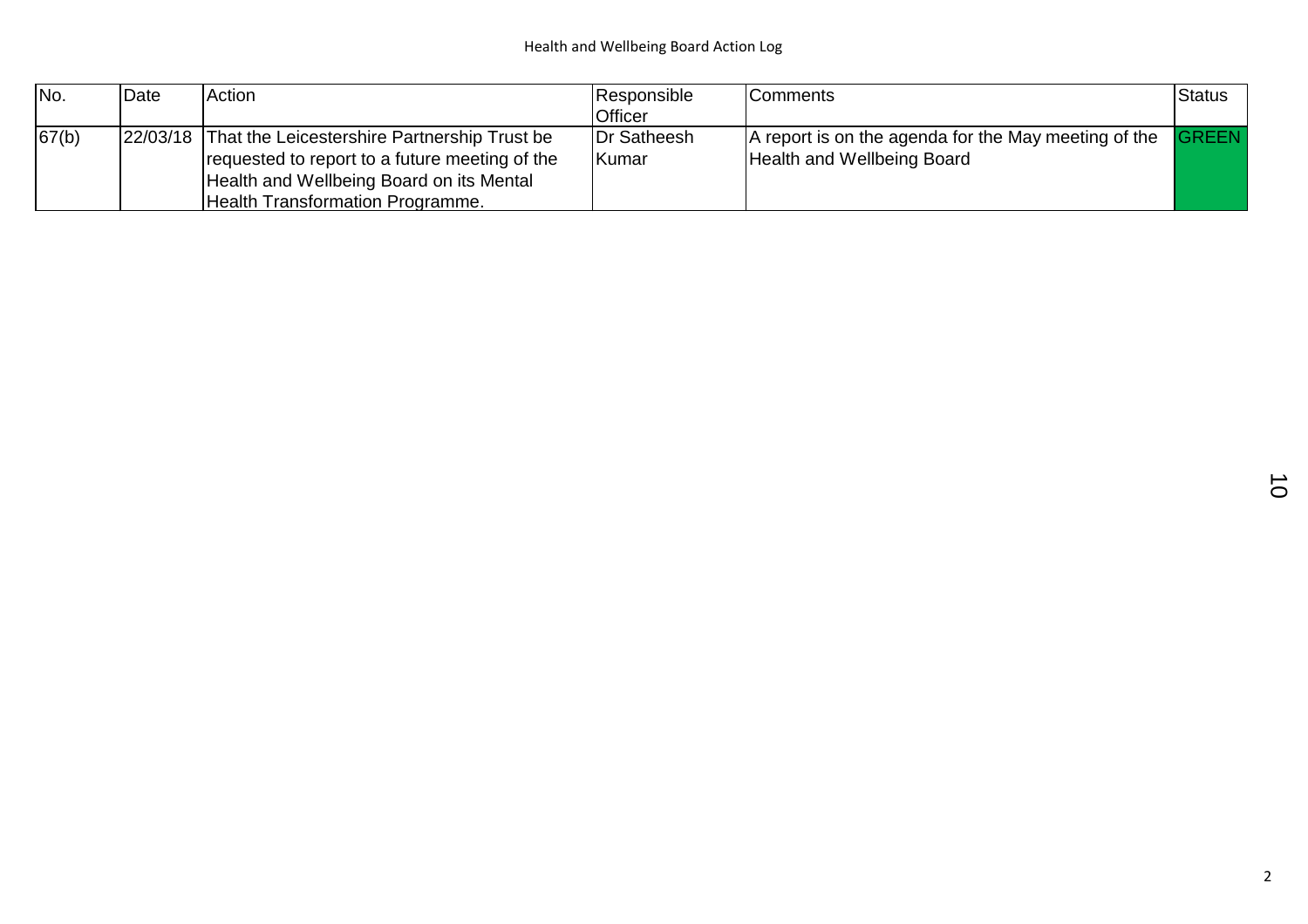Health and Wellbeing Board Action Log

| No. | Date | Action | Responsible Officer | Comments | Status |
|---|---|---|---|---|---|
| 67(b) | 22/03/18 | That the Leicestershire Partnership Trust be requested to report to a future meeting of the Health and Wellbeing Board on its Mental Health Transformation Programme. | Dr Satheesh Kumar | A report is on the agenda for the May meeting of the Health and Wellbeing Board | GREEN |